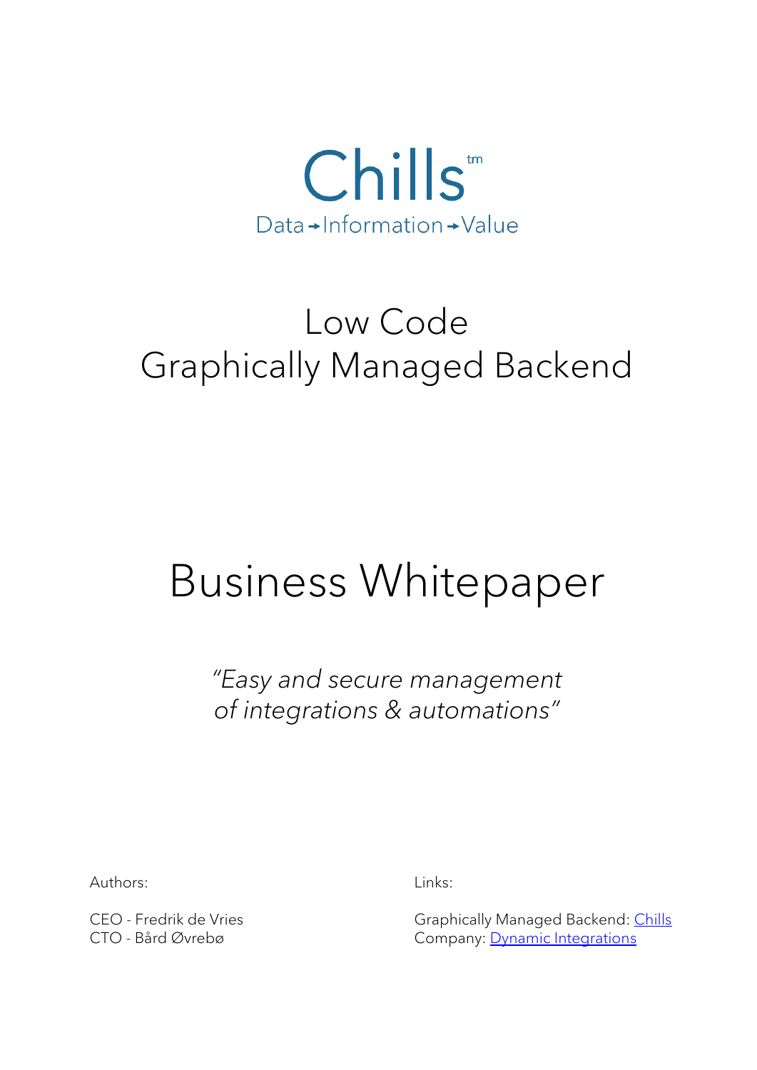# Chills™

Data → Information → Value

## Low Code
## Graphically Managed Backend

# Business Whitepaper

*"Easy and secure management of integrations & automations"*

Authors:

CEO - Fredrik de Vries
CTO - Bård Øvrebø

Links:

Graphically Managed Backend: Chills
Company: Dynamic Integrations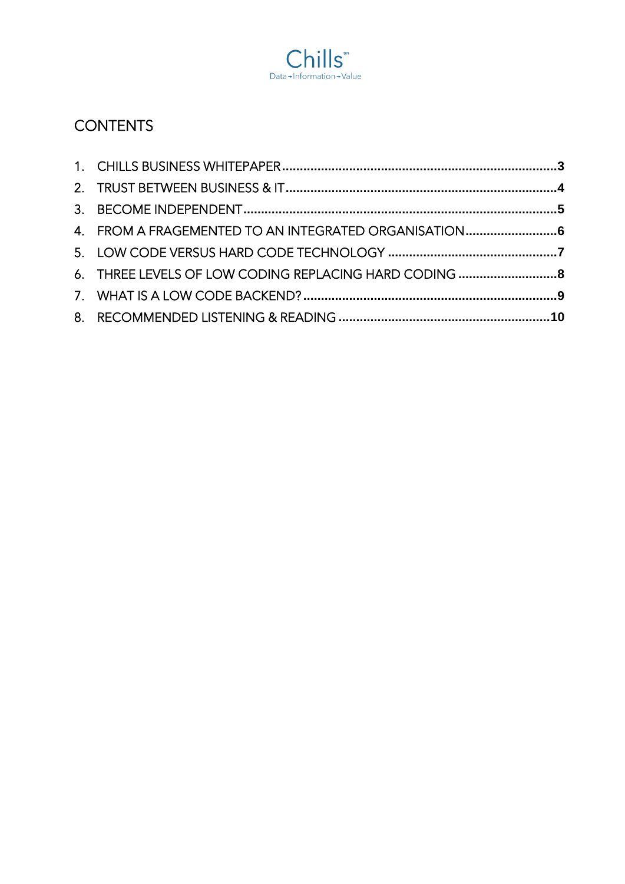Chills™

Data→Information→Value

## CONTENTS

1. CHILLS BUSINESS WHITEPAPER ........................................................................ 3
2. TRUST BETWEEN BUSINESS & IT ...................................................................... 4
3. BECOME INDEPENDENT ................................................................................... 5
4. FROM A FRAGEMENTED TO AN INTEGRATED ORGANISATION ............................ 6
5. LOW CODE VERSUS HARD CODE TECHNOLOGY ................................................ 7
6. THREE LEVELS OF LOW CODING REPLACING HARD CODING ............................ 8
7. WHAT IS A LOW CODE BACKEND? ..................................................................... 9
8. RECOMMENDED LISTENING & READING ............................................................ 10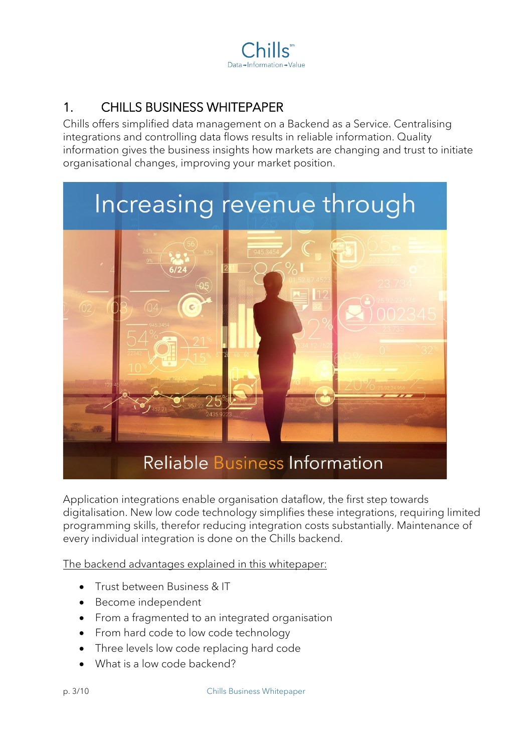# 1. CHILLS BUSINESS WHITEPAPER

Chills offers simplified data management on a Backend as a Service. Centralising integrations and controlling data flows results in reliable information. Quality information gives the business insights how markets are changing and trust to initiate organisational changes, improving your market position.

Increasing revenue through

Reliable Business Information

Application integrations enable organisation dataflow, the first step towards digitalisation. New low code technology simplifies these integrations, requiring limited programming skills, therefor reducing integration costs substantially. Maintenance of every individual integration is done on the Chills backend.

The backend advantages explained in this whitepaper:

- Trust between Business & IT
- Become independent
- From a fragmented to an integrated organisation
- From hard code to low code technology
- Three levels low code replacing hard code
- What is a low code backend?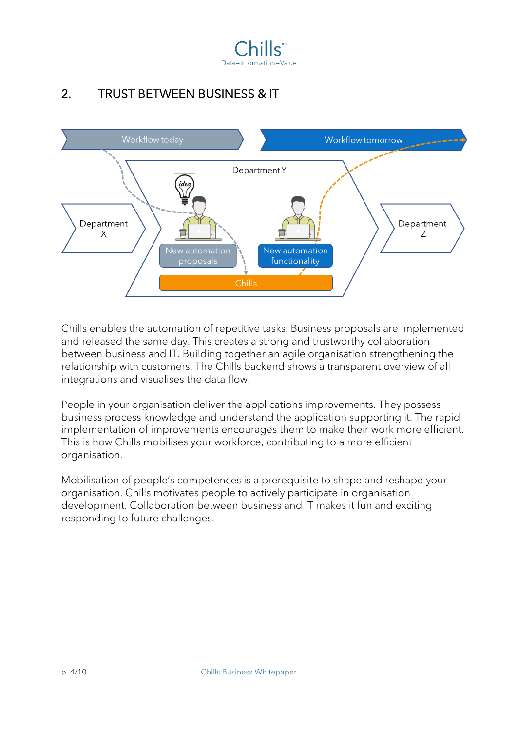## 2. TRUST BETWEEN BUSINESS & IT

Workflow today

Workflow tomorrow

Department X

Department Y

Department Z

New automation proposals

New automation functionality

Chills

Chills enables the automation of repetitive tasks. Business proposals are implemented and released the same day. This creates a strong and trustworthy collaboration between business and IT. Building together an agile organisation strengthening the relationship with customers. The Chills backend shows a transparent overview of all integrations and visualises the data flow.

People in your organisation deliver the applications improvements. They possess business process knowledge and understand the application supporting it. The rapid implementation of improvements encourages them to make their work more efficient. This is how Chills mobilises your workforce, contributing to a more efficient organisation.

Mobilisation of people's competences is a prerequisite to shape and reshape your organisation. Chills motivates people to actively participate in organisation development. Collaboration between business and IT makes it fun and exciting responding to future challenges.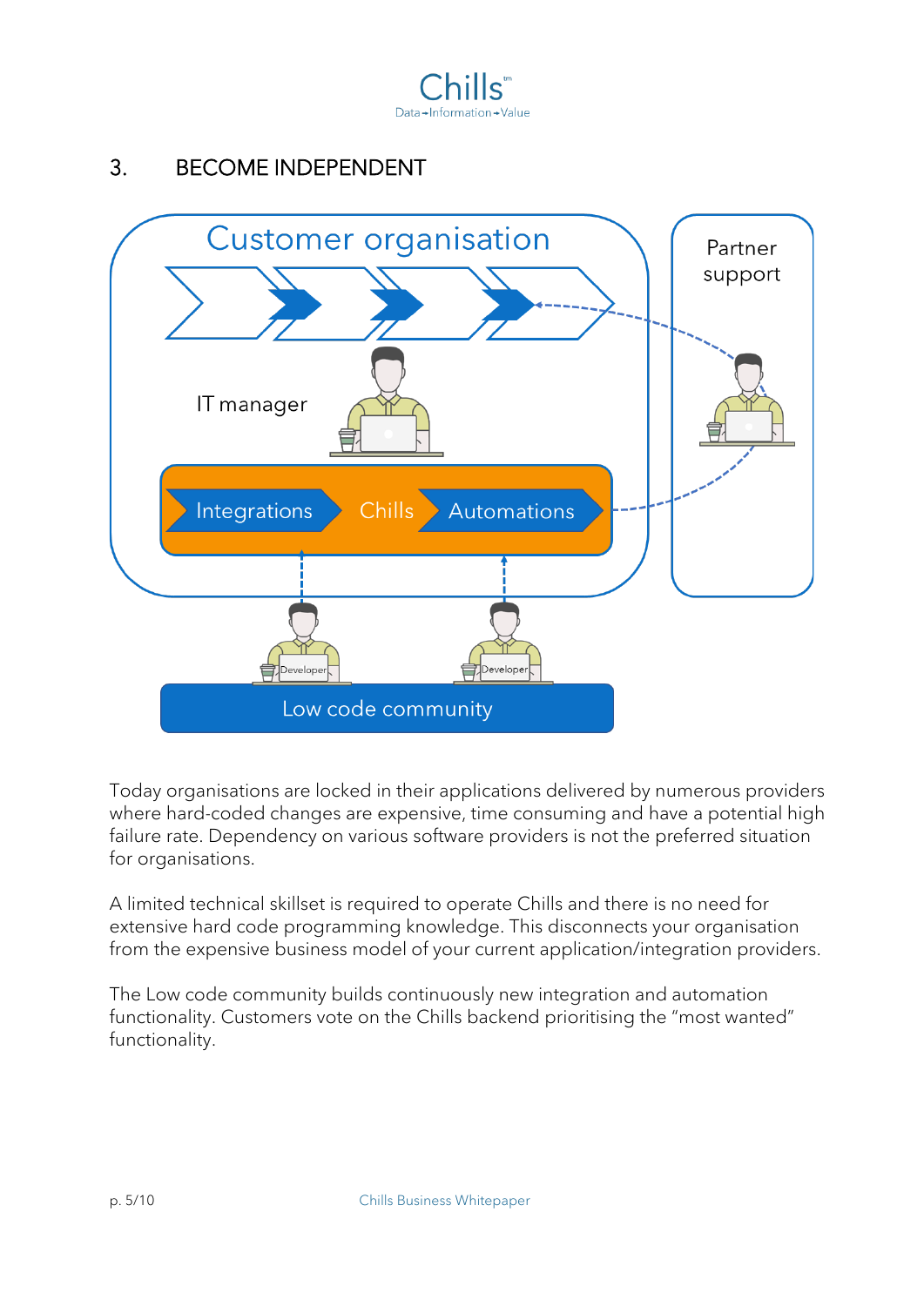## 3. BECOME INDEPENDENT

Customer organisation

Partner support

IT manager

Integrations Chills Automations

Developer Developer

Low code community

Today organisations are locked in their applications delivered by numerous providers where hard-coded changes are expensive, time consuming and have a potential high failure rate. Dependency on various software providers is not the preferred situation for organisations.

A limited technical skillset is required to operate Chills and there is no need for extensive hard code programming knowledge. This disconnects your organisation from the expensive business model of your current application/integration providers.

The Low code community builds continuously new integration and automation functionality. Customers vote on the Chills backend prioritising the "most wanted" functionality.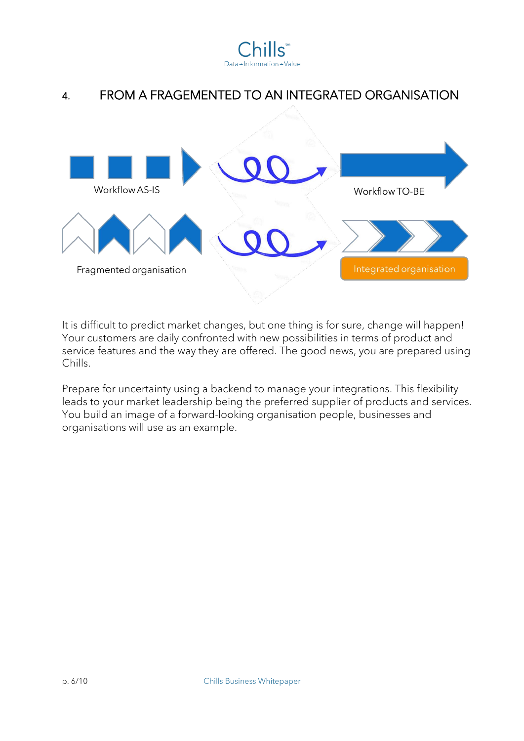## 4. FROM A FRAGEMENTED TO AN INTEGRATED ORGANISATION

Workflow AS-IS

Workflow TO-BE

Fragmented organisation

Integrated organisation

It is difficult to predict market changes, but one thing is for sure, change will happen! Your customers are daily confronted with new possibilities in terms of product and service features and the way they are offered. The good news, you are prepared using Chills.

Prepare for uncertainty using a backend to manage your integrations. This flexibility leads to your market leadership being the preferred supplier of products and services. You build an image of a forward-looking organisation people, businesses and organisations will use as an example.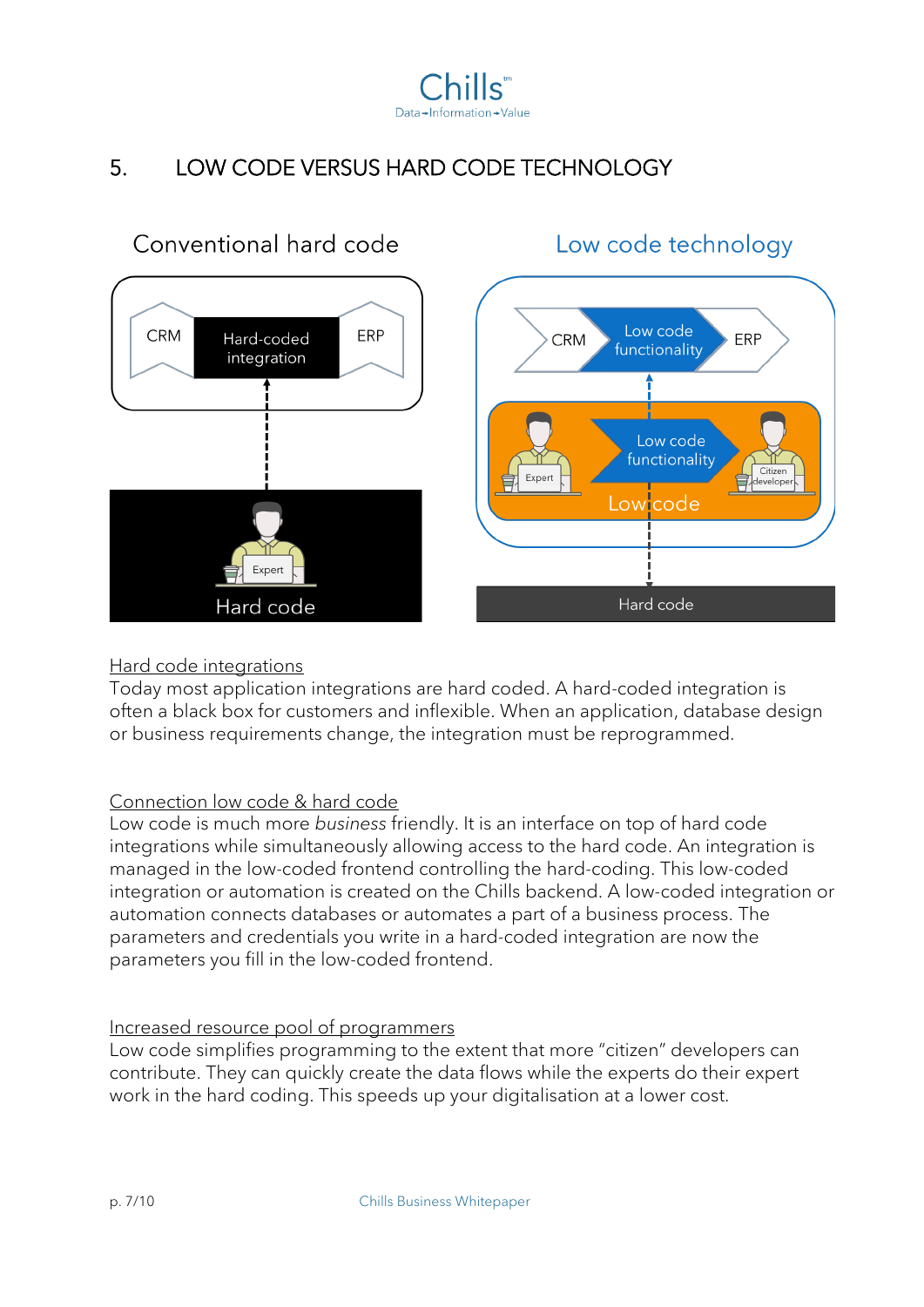## 5. LOW CODE VERSUS HARD CODE TECHNOLOGY

Conventional hard code

CRM | Hard-coded integration | ERP

Expert

Hard code

Low code technology

CRM | Low code functionality | ERP

Expert | Low code functionality | Citizen developer

Low code

Hard code

Hard code integrations

Today most application integrations are hard coded. A hard-coded integration is often a black box for customers and inflexible. When an application, database design or business requirements change, the integration must be reprogrammed.

Connection low code & hard code

Low code is much more *business* friendly. It is an interface on top of hard code integrations while simultaneously allowing access to the hard code. An integration is managed in the low-coded frontend controlling the hard-coding. This low-coded integration or automation is created on the Chills backend. A low-coded integration or automation connects databases or automates a part of a business process. The parameters and credentials you write in a hard-coded integration are now the parameters you fill in the low-coded frontend.

Increased resource pool of programmers

Low code simplifies programming to the extent that more "citizen" developers can contribute. They can quickly create the data flows while the experts do their expert work in the hard coding. This speeds up your digitalisation at a lower cost.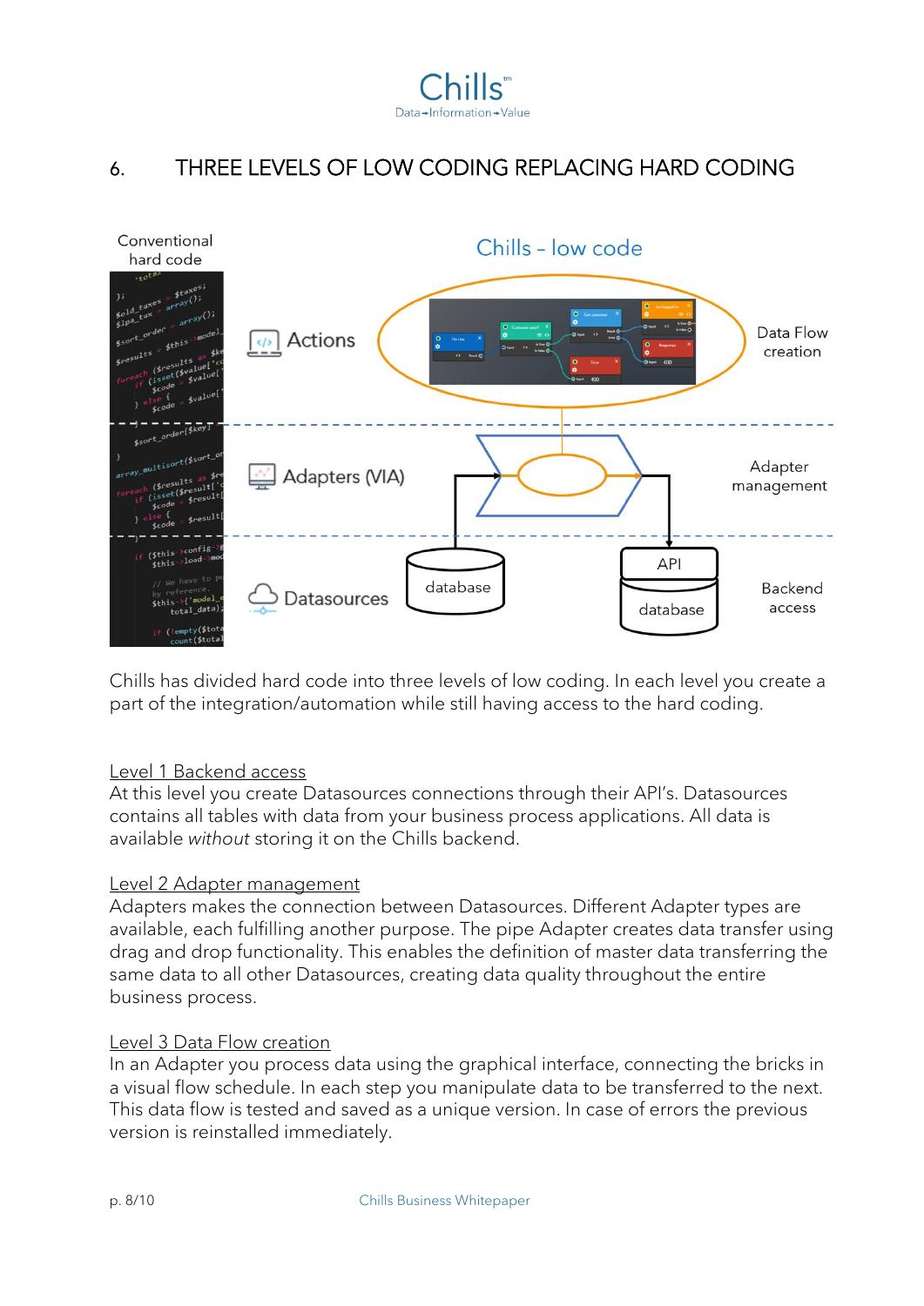## 6. THREE LEVELS OF LOW CODING REPLACING HARD CODING

Conventional hard code

Chills - low code

Actions — Data Flow creation

Adapters (VIA) — Adapter management

Datasources — Backend access

database

API

database

Chills has divided hard code into three levels of low coding. In each level you create a part of the integration/automation while still having access to the hard coding.

<u>Level 1 Backend access</u>

At this level you create Datasources connections through their API's. Datasources contains all tables with data from your business process applications. All data is available *without* storing it on the Chills backend.

<u>Level 2 Adapter management</u>

Adapters makes the connection between Datasources. Different Adapter types are available, each fulfilling another purpose. The pipe Adapter creates data transfer using drag and drop functionality. This enables the definition of master data transferring the same data to all other Datasources, creating data quality throughout the entire business process.

<u>Level 3 Data Flow creation</u>

In an Adapter you process data using the graphical interface, connecting the bricks in a visual flow schedule. In each step you manipulate data to be transferred to the next. This data flow is tested and saved as a unique version. In case of errors the previous version is reinstalled immediately.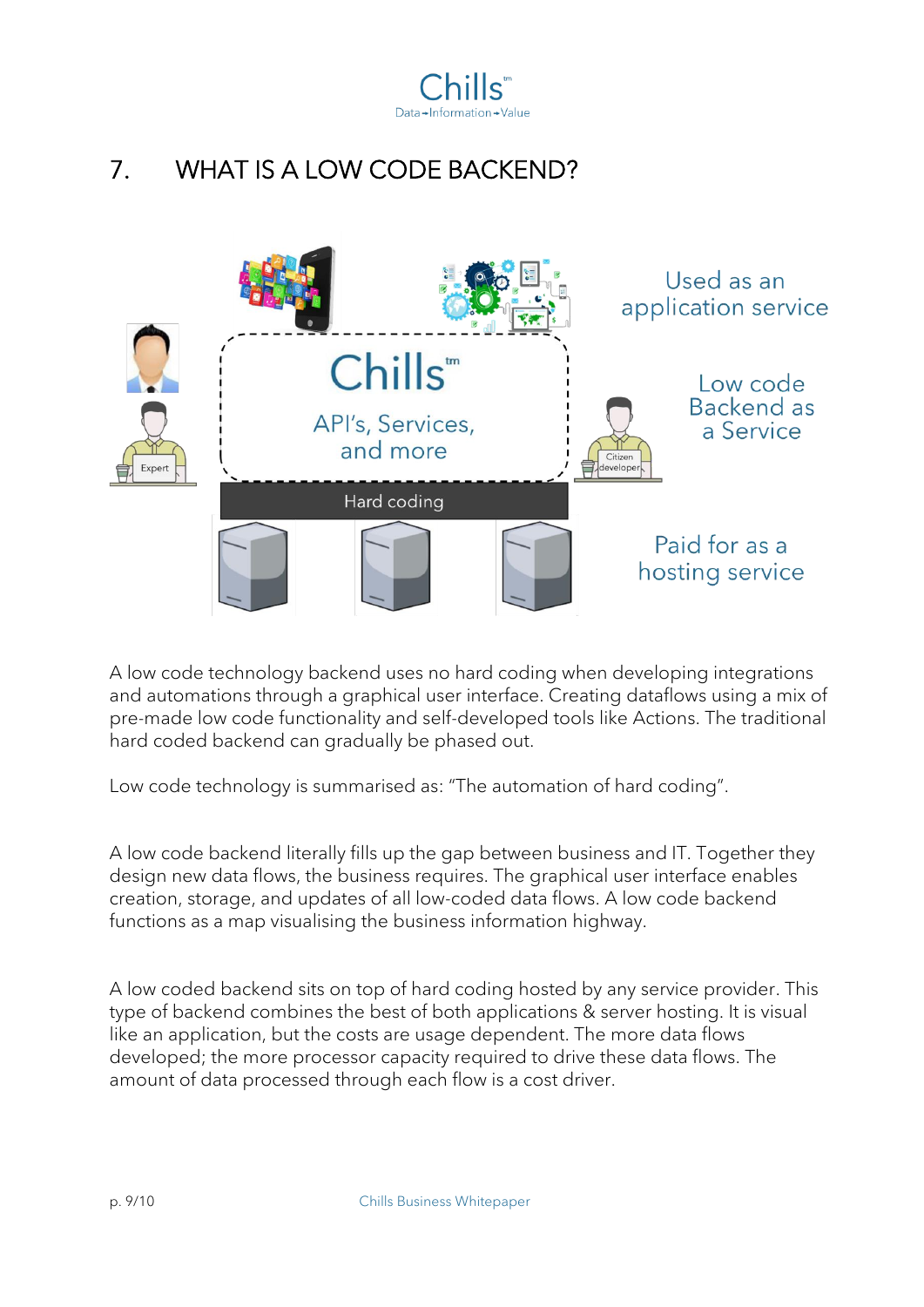# 7. WHAT IS A LOW CODE BACKEND?

Used as an application service

Low code Backend as a Service

Paid for as a hosting service

Chills[tm]

API's, Services, and more

Hard coding

Expert

Citizen developer

A low code technology backend uses no hard coding when developing integrations and automations through a graphical user interface. Creating dataflows using a mix of pre-made low code functionality and self-developed tools like Actions. The traditional hard coded backend can gradually be phased out.

Low code technology is summarised as: "The automation of hard coding".

A low code backend literally fills up the gap between business and IT. Together they design new data flows, the business requires. The graphical user interface enables creation, storage, and updates of all low-coded data flows. A low code backend functions as a map visualising the business information highway.

A low coded backend sits on top of hard coding hosted by any service provider. This type of backend combines the best of both applications & server hosting. It is visual like an application, but the costs are usage dependent. The more data flows developed; the more processor capacity required to drive these data flows. The amount of data processed through each flow is a cost driver.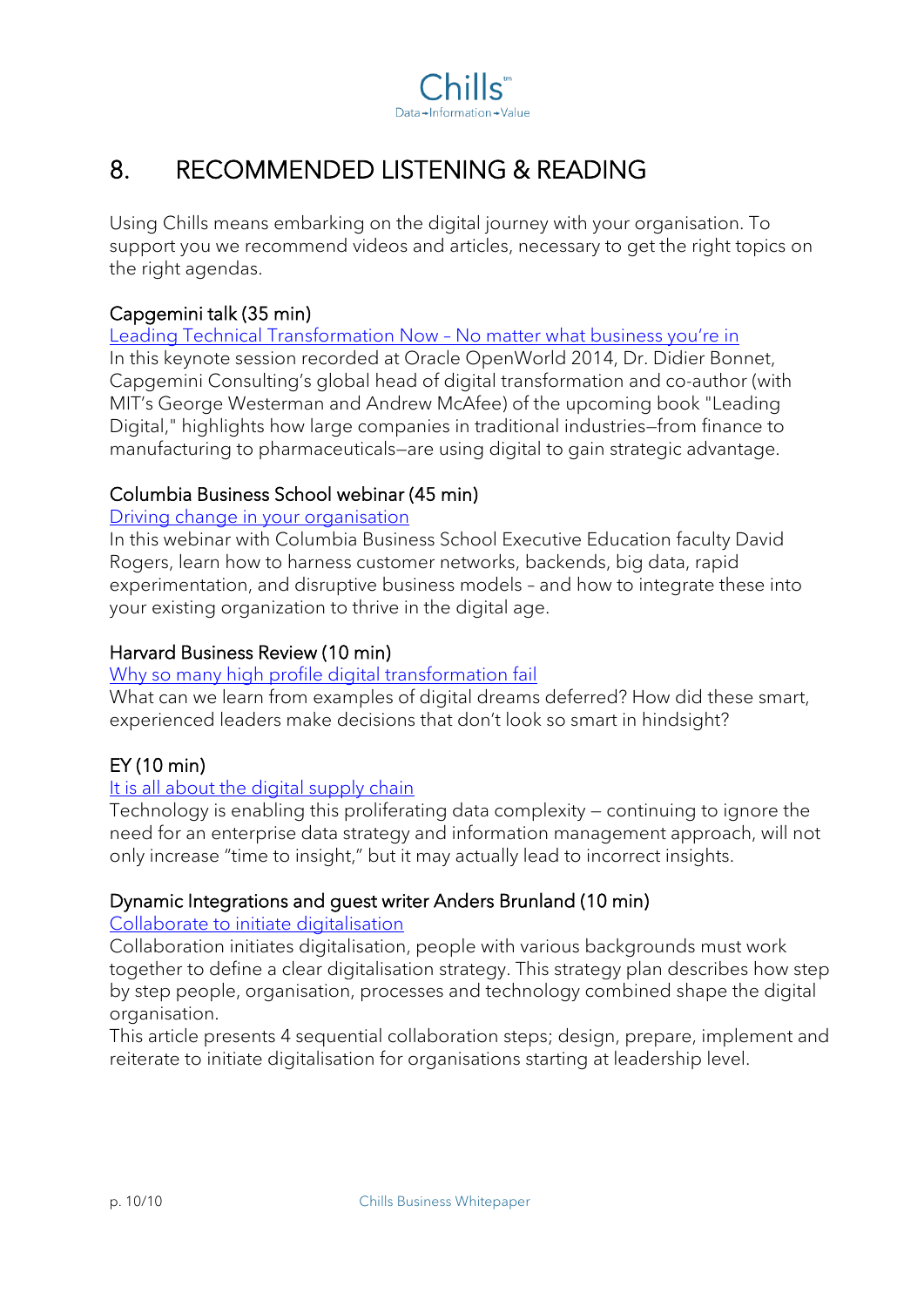# 8. RECOMMENDED LISTENING & READING

Using Chills means embarking on the digital journey with your organisation. To support you we recommend videos and articles, necessary to get the right topics on the right agendas.

### Capgemini talk (35 min)

Leading Technical Transformation Now – No matter what business you're in

In this keynote session recorded at Oracle OpenWorld 2014, Dr. Didier Bonnet, Capgemini Consulting's global head of digital transformation and co-author (with MIT's George Westerman and Andrew McAfee) of the upcoming book "Leading Digital," highlights how large companies in traditional industries—from finance to manufacturing to pharmaceuticals—are using digital to gain strategic advantage.

### Columbia Business School webinar (45 min)

Driving change in your organisation

In this webinar with Columbia Business School Executive Education faculty David Rogers, learn how to harness customer networks, backends, big data, rapid experimentation, and disruptive business models – and how to integrate these into your existing organization to thrive in the digital age.

### Harvard Business Review (10 min)

Why so many high profile digital transformation fail

What can we learn from examples of digital dreams deferred? How did these smart, experienced leaders make decisions that don't look so smart in hindsight?

### EY (10 min)

It is all about the digital supply chain

Technology is enabling this proliferating data complexity — continuing to ignore the need for an enterprise data strategy and information management approach, will not only increase "time to insight," but it may actually lead to incorrect insights.

### Dynamic Integrations and guest writer Anders Brunland (10 min)

Collaborate to initiate digitalisation

Collaboration initiates digitalisation, people with various backgrounds must work together to define a clear digitalisation strategy. This strategy plan describes how step by step people, organisation, processes and technology combined shape the digital organisation.

This article presents 4 sequential collaboration steps; design, prepare, implement and reiterate to initiate digitalisation for organisations starting at leadership level.